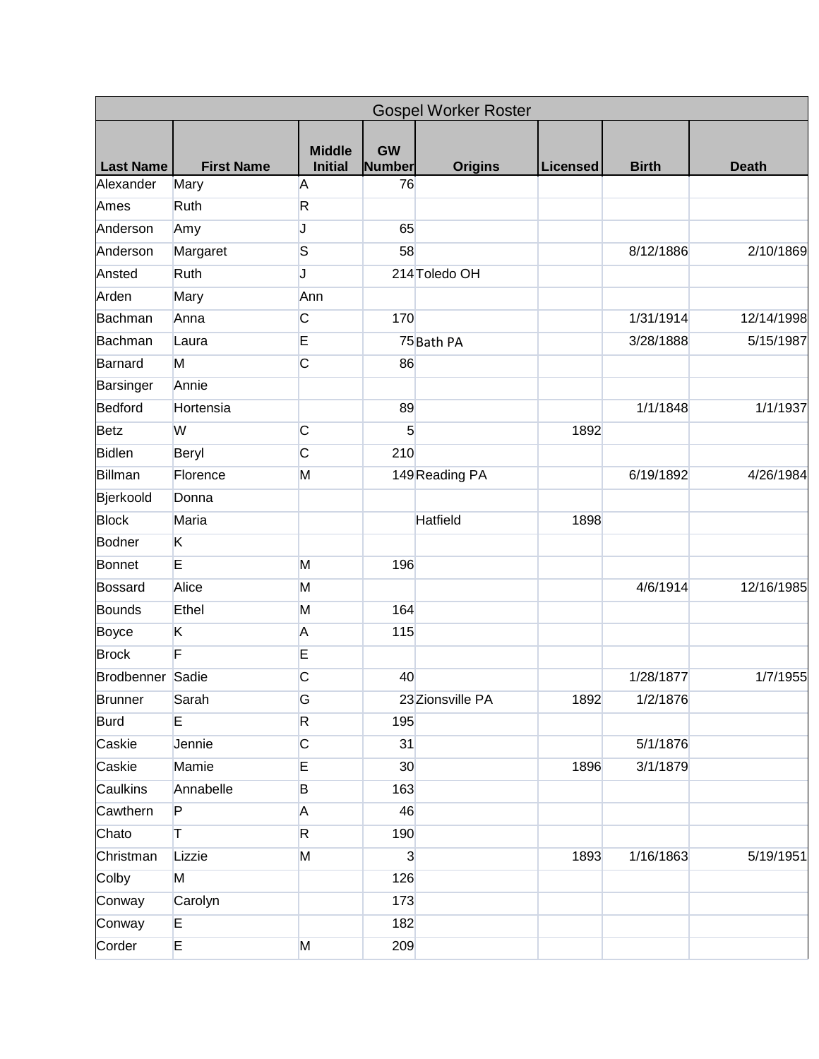| Gospel Worker Roster | | | | | | | |
|---|---|---|---|---|---|---|---|
| Last Name | First Name | Middle Initial | GW Number | Origins | Licensed | Birth | Death |
| Alexander | Mary | A | 76 | | | | |
| Ames | Ruth | R | | | | | |
| Anderson | Amy | J | 65 | | | | |
| Anderson | Margaret | S | 58 | | | 8/12/1886 | 2/10/1869 |
| Ansted | Ruth | J | 214 | Toledo OH | | | |
| Arden | Mary | Ann | | | | | |
| Bachman | Anna | C | 170 | | | 1/31/1914 | 12/14/1998 |
| Bachman | Laura | E | 75 | Bath PA | | 3/28/1888 | 5/15/1987 |
| Barnard | M | C | 86 | | | | |
| Barsinger | Annie | | | | | | |
| Bedford | Hortensia | | 89 | | | 1/1/1848 | 1/1/1937 |
| Betz | W | C | 5 | | 1892 | | |
| Bidlen | Beryl | C | 210 | | | | |
| Billman | Florence | M | 149 | Reading PA | | 6/19/1892 | 4/26/1984 |
| Bjerkoold | Donna | | | | | | |
| Block | Maria | | | Hatfield | 1898 | | |
| Bodner | K | | | | | | |
| Bonnet | E | M | 196 | | | | |
| Bossard | Alice | M | | | | 4/6/1914 | 12/16/1985 |
| Bounds | Ethel | M | 164 | | | | |
| Boyce | K | A | 115 | | | | |
| Brock | F | E | | | | | |
| Brodbenner | Sadie | C | 40 | | | 1/28/1877 | 1/7/1955 |
| Brunner | Sarah | G | 23 | Zionsville PA | 1892 | 1/2/1876 | |
| Burd | E | R | 195 | | | | |
| Caskie | Jennie | C | 31 | | | 5/1/1876 | |
| Caskie | Mamie | E | 30 | | 1896 | 3/1/1879 | |
| Caulkins | Annabelle | B | 163 | | | | |
| Cawthern | P | A | 46 | | | | |
| Chato | T | R | 190 | | | | |
| Christman | Lizzie | M | 3 | | 1893 | 1/16/1863 | 5/19/1951 |
| Colby | M | | 126 | | | | |
| Conway | Carolyn | | 173 | | | | |
| Conway | E | | 182 | | | | |
| Corder | E | M | 209 | | | | |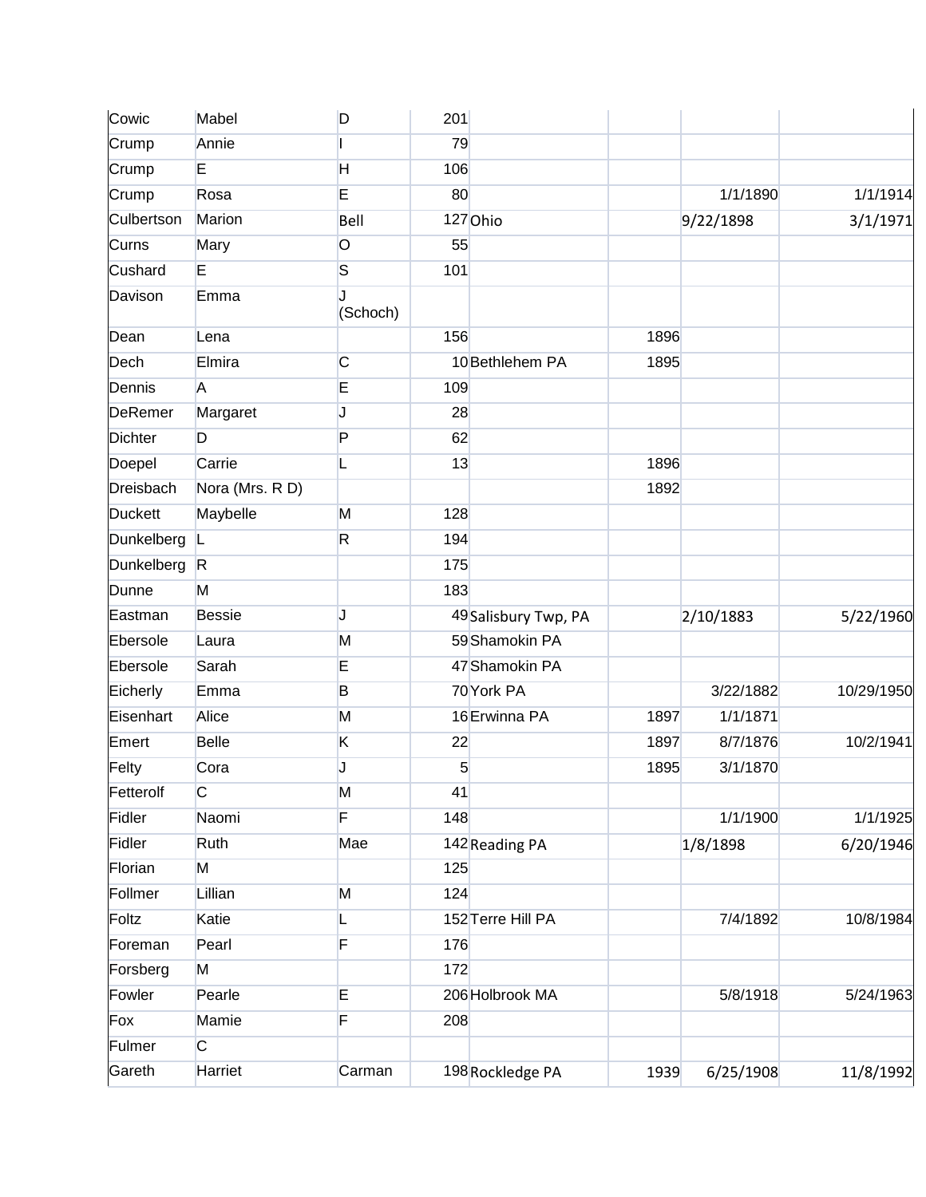| | | | | | | | |
|---|---|---|---|---|---|---|---|
| Cowic | Mabel | D | 201 | | | | |
| Crump | Annie | I | 79 | | | | |
| Crump | E | H | 106 | | | | |
| Crump | Rosa | E | 80 | | | 1/1/1890 | 1/1/1914 |
| Culbertson | Marion | Bell | 127 | Ohio | | 9/22/1898 | 3/1/1971 |
| Curns | Mary | O | 55 | | | | |
| Cushard | E | S | 101 | | | | |
| Davison | Emma | J (Schoch) | | | | | |
| Dean | Lena | | 156 | | 1896 | | |
| Dech | Elmira | C | 10 | Bethlehem PA | 1895 | | |
| Dennis | A | E | 109 | | | | |
| DeRemer | Margaret | J | 28 | | | | |
| Dichter | D | P | 62 | | | | |
| Doepel | Carrie | L | 13 | | 1896 | | |
| Dreisbach | Nora (Mrs. R D) | | | | 1892 | | |
| Duckett | Maybelle | M | 128 | | | | |
| Dunkelberg | L | R | 194 | | | | |
| Dunkelberg | R | | 175 | | | | |
| Dunne | M | | 183 | | | | |
| Eastman | Bessie | J | 49 | Salisbury Twp, PA | | 2/10/1883 | 5/22/1960 |
| Ebersole | Laura | M | 59 | Shamokin PA | | | |
| Ebersole | Sarah | E | 47 | Shamokin PA | | | |
| Eicherly | Emma | B | 70 | York PA | | 3/22/1882 | 10/29/1950 |
| Eisenhart | Alice | M | 16 | Erwinna PA | 1897 | 1/1/1871 | |
| Emert | Belle | K | 22 | | 1897 | 8/7/1876 | 10/2/1941 |
| Felty | Cora | J | 5 | | 1895 | 3/1/1870 | |
| Fetterolf | C | M | 41 | | | | |
| Fidler | Naomi | F | 148 | | | 1/1/1900 | 1/1/1925 |
| Fidler | Ruth | Mae | 142 | Reading PA | | 1/8/1898 | 6/20/1946 |
| Florian | M | | 125 | | | | |
| Follmer | Lillian | M | 124 | | | | |
| Foltz | Katie | L | 152 | Terre Hill PA | | 7/4/1892 | 10/8/1984 |
| Foreman | Pearl | F | 176 | | | | |
| Forsberg | M | | 172 | | | | |
| Fowler | Pearle | E | 206 | Holbrook MA | | 5/8/1918 | 5/24/1963 |
| Fox | Mamie | F | 208 | | | | |
| Fulmer | C | | | | | | |
| Gareth | Harriet | Carman | 198 | Rockledge PA | 1939 | 6/25/1908 | 11/8/1992 |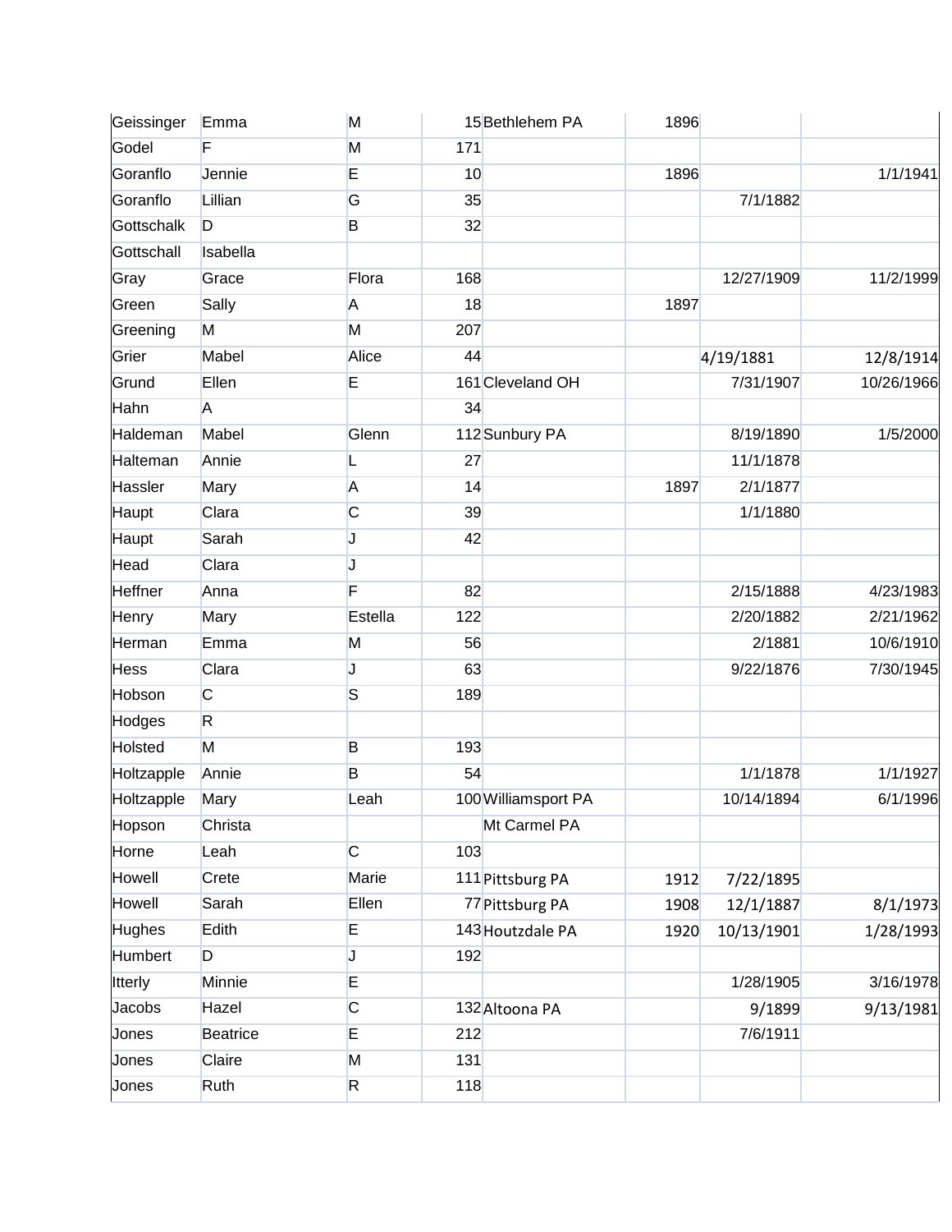| | | | | | | | |
|---|---|---|---|---|---|---|---|
| Geissinger | Emma | M | 15 | Bethlehem PA | 1896 | | |
| Godel | F | M | 171 | | | | |
| Goranflo | Jennie | E | 10 | | 1896 | | 1/1/1941 |
| Goranflo | Lillian | G | 35 | | | 7/1/1882 | |
| Gottschalk | D | B | 32 | | | | |
| Gottschall | Isabella | | | | | | |
| Gray | Grace | Flora | 168 | | | 12/27/1909 | 11/2/1999 |
| Green | Sally | A | 18 | | 1897 | | |
| Greening | M | M | 207 | | | | |
| Grier | Mabel | Alice | 44 | | | 4/19/1881 | 12/8/1914 |
| Grund | Ellen | E | 161 | Cleveland OH | | 7/31/1907 | 10/26/1966 |
| Hahn | A | | 34 | | | | |
| Haldeman | Mabel | Glenn | 112 | Sunbury PA | | 8/19/1890 | 1/5/2000 |
| Halteman | Annie | L | 27 | | | 11/1/1878 | |
| Hassler | Mary | A | 14 | | 1897 | 2/1/1877 | |
| Haupt | Clara | C | 39 | | | 1/1/1880 | |
| Haupt | Sarah | J | 42 | | | | |
| Head | Clara | J | | | | | |
| Heffner | Anna | F | 82 | | | 2/15/1888 | 4/23/1983 |
| Henry | Mary | Estella | 122 | | | 2/20/1882 | 2/21/1962 |
| Herman | Emma | M | 56 | | | 2/1881 | 10/6/1910 |
| Hess | Clara | J | 63 | | | 9/22/1876 | 7/30/1945 |
| Hobson | C | S | 189 | | | | |
| Hodges | R | | | | | | |
| Holsted | M | B | 193 | | | | |
| Holtzapple | Annie | B | 54 | | | 1/1/1878 | 1/1/1927 |
| Holtzapple | Mary | Leah | 100 | Williamsport PA | | 10/14/1894 | 6/1/1996 |
| Hopson | Christa | | | Mt Carmel PA | | | |
| Horne | Leah | C | 103 | | | | |
| Howell | Crete | Marie | 111 | Pittsburg PA | 1912 | 7/22/1895 | |
| Howell | Sarah | Ellen | 77 | Pittsburg PA | 1908 | 12/1/1887 | 8/1/1973 |
| Hughes | Edith | E | 143 | Houtzdale PA | 1920 | 10/13/1901 | 1/28/1993 |
| Humbert | D | J | 192 | | | | |
| Itterly | Minnie | E | | | | 1/28/1905 | 3/16/1978 |
| Jacobs | Hazel | C | 132 | Altoona PA | | 9/1899 | 9/13/1981 |
| Jones | Beatrice | E | 212 | | | 7/6/1911 | |
| Jones | Claire | M | 131 | | | | |
| Jones | Ruth | R | 118 | | | | |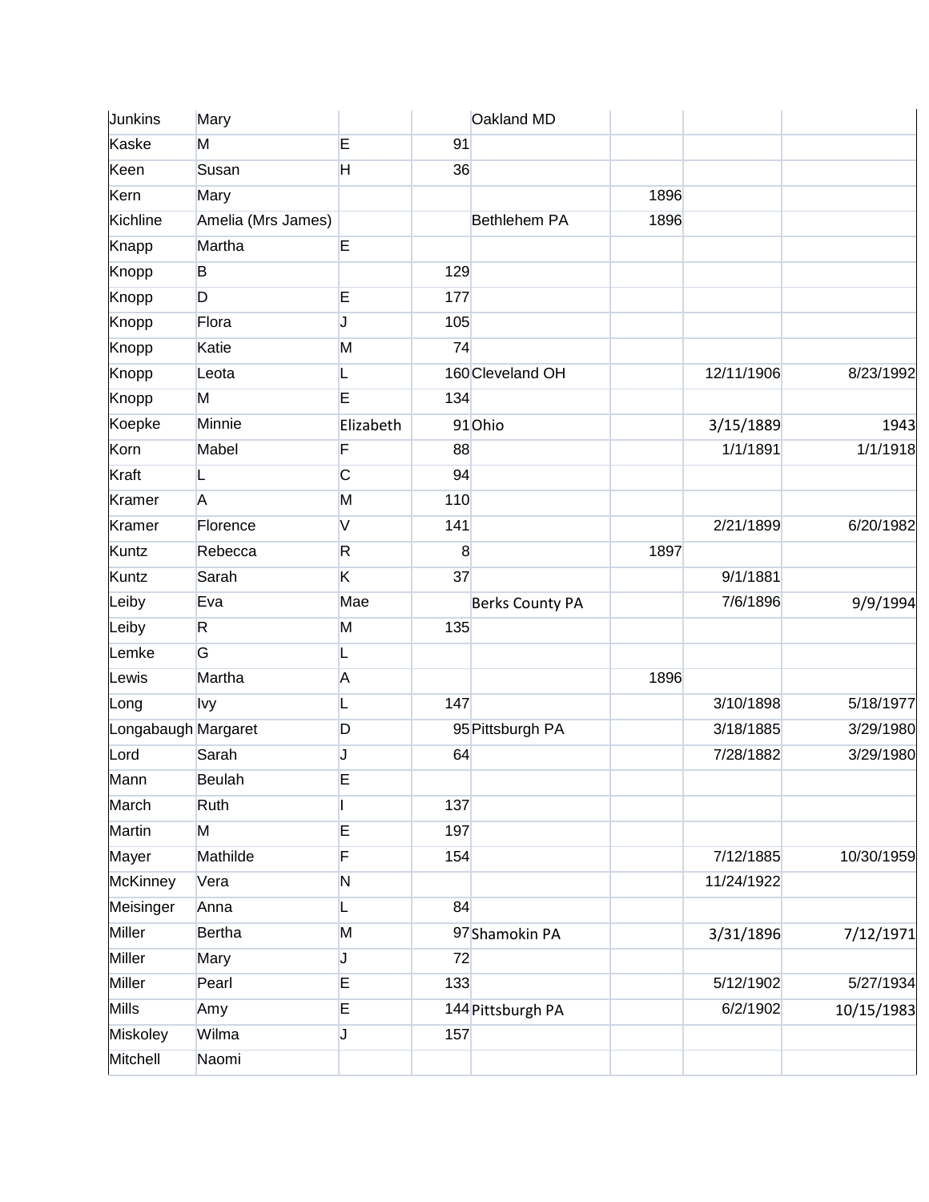| | | | | | | | |
|---|---|---|---|---|---|---|---|
| Junkins | Mary | | | Oakland MD | | | |
| Kaske | M | E | 91 | | | | |
| Keen | Susan | H | 36 | | | | |
| Kern | Mary | | | | 1896 | | |
| Kichline | Amelia (Mrs James) | | | Bethlehem PA | 1896 | | |
| Knapp | Martha | E | | | | | |
| Knopp | B | | 129 | | | | |
| Knopp | D | E | 177 | | | | |
| Knopp | Flora | J | 105 | | | | |
| Knopp | Katie | M | 74 | | | | |
| Knopp | Leota | L | 160 | Cleveland OH | | 12/11/1906 | 8/23/1992 |
| Knopp | M | E | 134 | | | | |
| Koepke | Minnie | Elizabeth | 91 | Ohio | | 3/15/1889 | 1943 |
| Korn | Mabel | F | 88 | | | 1/1/1891 | 1/1/1918 |
| Kraft | L | C | 94 | | | | |
| Kramer | A | M | 110 | | | | |
| Kramer | Florence | V | 141 | | | 2/21/1899 | 6/20/1982 |
| Kuntz | Rebecca | R | 8 | | 1897 | | |
| Kuntz | Sarah | K | 37 | | | 9/1/1881 | |
| Leiby | Eva | Mae | | Berks County PA | | 7/6/1896 | 9/9/1994 |
| Leiby | R | M | 135 | | | | |
| Lemke | G | L | | | | | |
| Lewis | Martha | A | | | 1896 | | |
| Long | Ivy | L | 147 | | | 3/10/1898 | 5/18/1977 |
| Longabaugh | Margaret | D | 95 | Pittsburgh PA | | 3/18/1885 | 3/29/1980 |
| Lord | Sarah | J | 64 | | | 7/28/1882 | 3/29/1980 |
| Mann | Beulah | E | | | | | |
| March | Ruth | I | 137 | | | | |
| Martin | M | E | 197 | | | | |
| Mayer | Mathilde | F | 154 | | | 7/12/1885 | 10/30/1959 |
| McKinney | Vera | N | | | | 11/24/1922 | |
| Meisinger | Anna | L | 84 | | | | |
| Miller | Bertha | M | 97 | Shamokin PA | | 3/31/1896 | 7/12/1971 |
| Miller | Mary | J | 72 | | | | |
| Miller | Pearl | E | 133 | | | 5/12/1902 | 5/27/1934 |
| Mills | Amy | E | 144 | Pittsburgh PA | | 6/2/1902 | 10/15/1983 |
| Miskoley | Wilma | J | 157 | | | | |
| Mitchell | Naomi | | | | | | |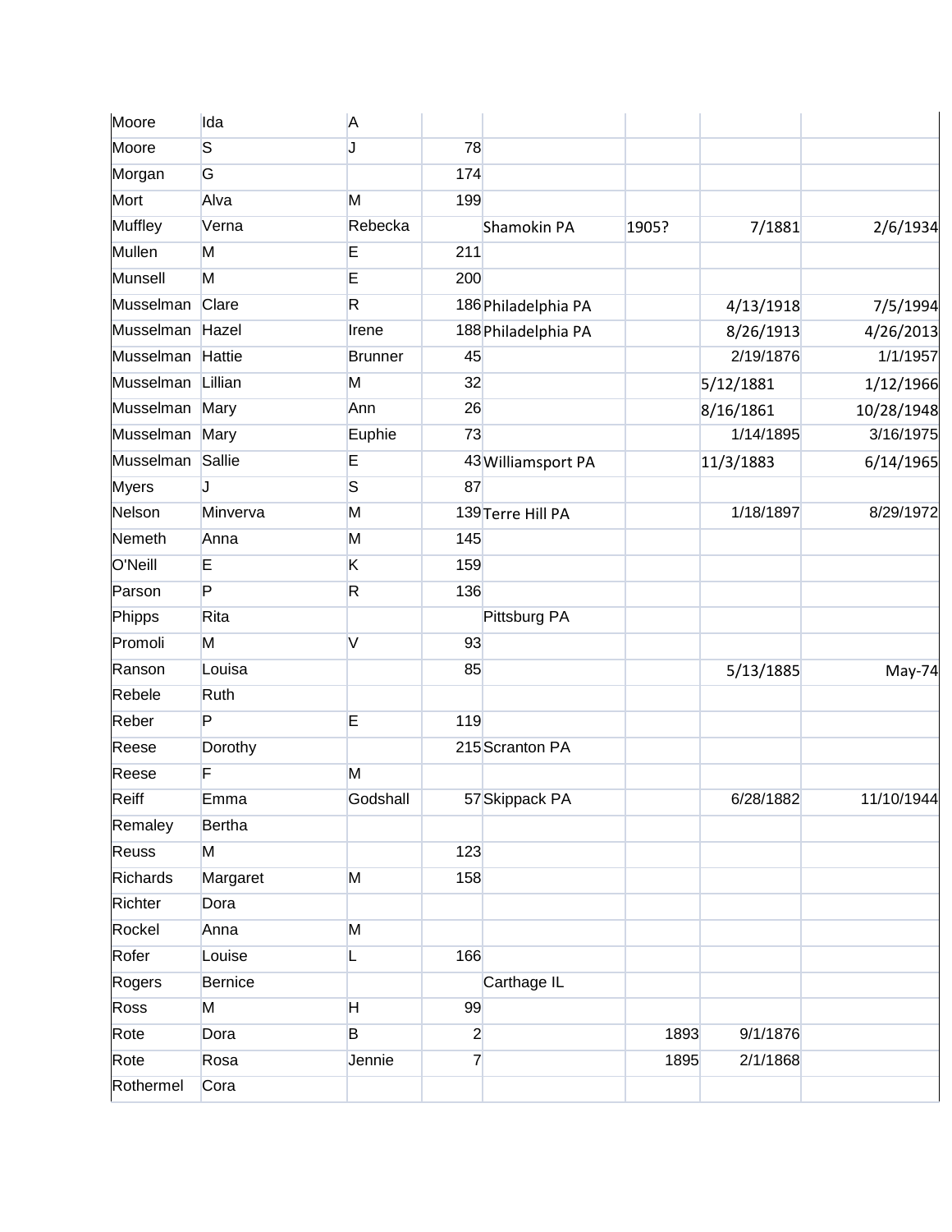| | | | | | | | |
|---|---|---|---|---|---|---|---|
| Moore | Ida | A | | | | | |
| Moore | S | J | 78 | | | | |
| Morgan | G | | 174 | | | | |
| Mort | Alva | M | 199 | | | | |
| Muffley | Verna | Rebecka | | Shamokin PA | 1905? | 7/1881 | 2/6/1934 |
| Mullen | M | E | 211 | | | | |
| Munsell | M | E | 200 | | | | |
| Musselman | Clare | R | 186 | Philadelphia PA | | 4/13/1918 | 7/5/1994 |
| Musselman | Hazel | Irene | 188 | Philadelphia PA | | 8/26/1913 | 4/26/2013 |
| Musselman | Hattie | Brunner | 45 | | | 2/19/1876 | 1/1/1957 |
| Musselman | Lillian | M | 32 | | | 5/12/1881 | 1/12/1966 |
| Musselman | Mary | Ann | 26 | | | 8/16/1861 | 10/28/1948 |
| Musselman | Mary | Euphie | 73 | | | 1/14/1895 | 3/16/1975 |
| Musselman | Sallie | E | 43 | Williamsport PA | | 11/3/1883 | 6/14/1965 |
| Myers | J | S | 87 | | | | |
| Nelson | Minverva | M | 139 | Terre Hill PA | | 1/18/1897 | 8/29/1972 |
| Nemeth | Anna | M | 145 | | | | |
| O'Neill | E | K | 159 | | | | |
| Parson | P | R | 136 | | | | |
| Phipps | Rita | | | Pittsburg PA | | | |
| Promoli | M | V | 93 | | | | |
| Ranson | Louisa | | 85 | | | 5/13/1885 | May-74 |
| Rebele | Ruth | | | | | | |
| Reber | P | E | 119 | | | | |
| Reese | Dorothy | | 215 | Scranton PA | | | |
| Reese | F | M | | | | | |
| Reiff | Emma | Godshall | 57 | Skippack PA | | 6/28/1882 | 11/10/1944 |
| Remaley | Bertha | | | | | | |
| Reuss | M | | 123 | | | | |
| Richards | Margaret | M | 158 | | | | |
| Richter | Dora | | | | | | |
| Rockel | Anna | M | | | | | |
| Rofer | Louise | L | 166 | | | | |
| Rogers | Bernice | | | Carthage IL | | | |
| Ross | M | H | 99 | | | | |
| Rote | Dora | B | 2 | | 1893 | 9/1/1876 | |
| Rote | Rosa | Jennie | 7 | | 1895 | 2/1/1868 | |
| Rothermel | Cora | | | | | | |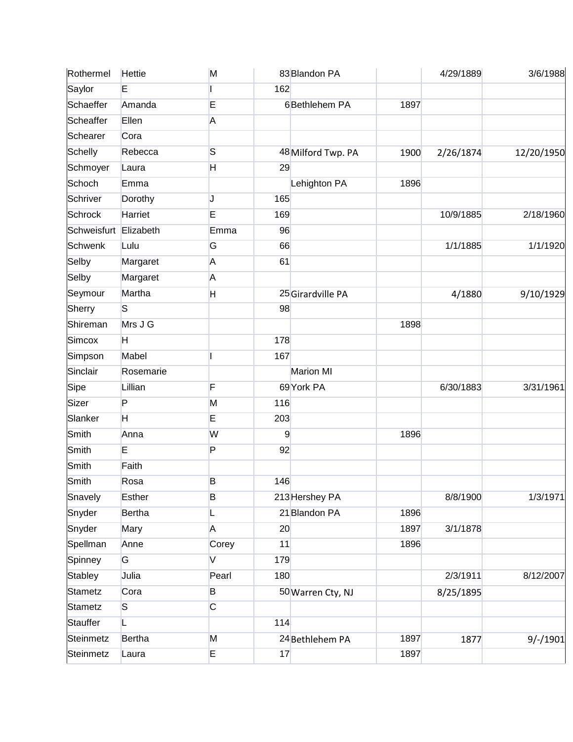| | | | | | | | |
|---|---|---|---|---|---|---|---|
| Rothermel | Hettie | M | 83 | Blandon PA | | 4/29/1889 | 3/6/1988 |
| Saylor | E | I | 162 | | | | |
| Schaeffer | Amanda | E | 6 | Bethlehem PA | 1897 | | |
| Scheaffer | Ellen | A | | | | | |
| Schearer | Cora | | | | | | |
| Schelly | Rebecca | S | 48 | Milford Twp. PA | 1900 | 2/26/1874 | 12/20/1950 |
| Schmoyer | Laura | H | 29 | | | | |
| Schoch | Emma | | | Lehighton PA | 1896 | | |
| Schriver | Dorothy | J | 165 | | | | |
| Schrock | Harriet | E | 169 | | | 10/9/1885 | 2/18/1960 |
| Schweisfurt | Elizabeth | Emma | 96 | | | | |
| Schwenk | Lulu | G | 66 | | | 1/1/1885 | 1/1/1920 |
| Selby | Margaret | A | 61 | | | | |
| Selby | Margaret | A | | | | | |
| Seymour | Martha | H | 25 | Girardville PA | | 4/1880 | 9/10/1929 |
| Sherry | S | | 98 | | | | |
| Shireman | Mrs J G | | | | 1898 | | |
| Simcox | H | | 178 | | | | |
| Simpson | Mabel | I | 167 | | | | |
| Sinclair | Rosemarie | | | Marion MI | | | |
| Sipe | Lillian | F | 69 | York PA | | 6/30/1883 | 3/31/1961 |
| Sizer | P | M | 116 | | | | |
| Slanker | H | E | 203 | | | | |
| Smith | Anna | W | 9 | | 1896 | | |
| Smith | E | P | 92 | | | | |
| Smith | Faith | | | | | | |
| Smith | Rosa | B | 146 | | | | |
| Snavely | Esther | B | 213 | Hershey PA | | 8/8/1900 | 1/3/1971 |
| Snyder | Bertha | L | 21 | Blandon PA | 1896 | | |
| Snyder | Mary | A | 20 | | 1897 | 3/1/1878 | |
| Spellman | Anne | Corey | 11 | | 1896 | | |
| Spinney | G | V | 179 | | | | |
| Stabley | Julia | Pearl | 180 | | | 2/3/1911 | 8/12/2007 |
| Stametz | Cora | B | 50 | Warren Cty, NJ | | 8/25/1895 | |
| Stametz | S | C | | | | | |
| Stauffer | L | | 114 | | | | |
| Steinmetz | Bertha | M | 24 | Bethlehem PA | 1897 | 1877 | 9/-/1901 |
| Steinmetz | Laura | E | 17 | | 1897 | | |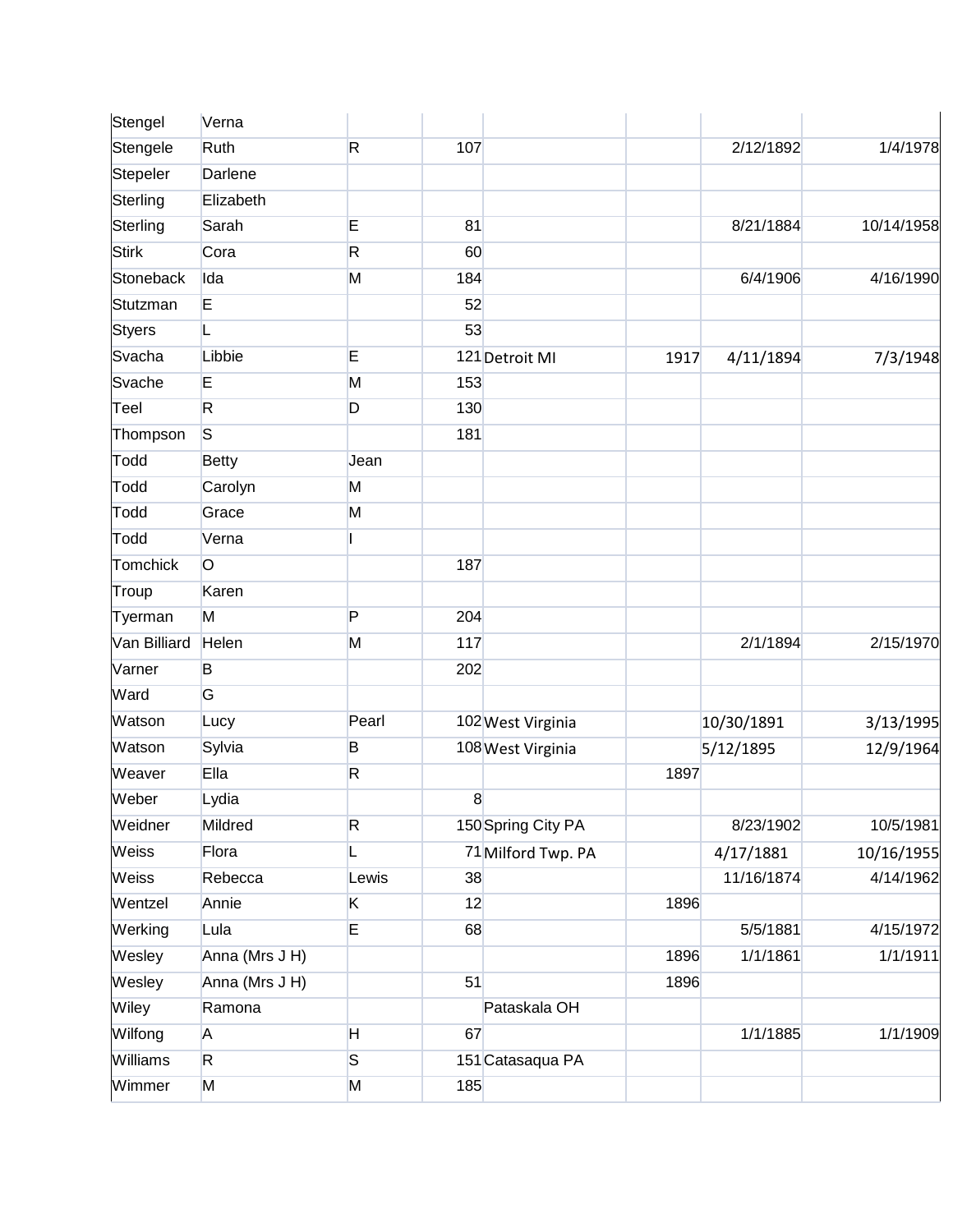| | | | | | | | |
|---|---|---|---|---|---|---|---|
| Stengel | Verna | | | | | | |
| Stengele | Ruth | R | 107 | | | 2/12/1892 | 1/4/1978 |
| Stepeler | Darlene | | | | | | |
| Sterling | Elizabeth | | | | | | |
| Sterling | Sarah | E | 81 | | | 8/21/1884 | 10/14/1958 |
| Stirk | Cora | R | 60 | | | | |
| Stoneback | Ida | M | 184 | | | 6/4/1906 | 4/16/1990 |
| Stutzman | E | | 52 | | | | |
| Styers | L | | 53 | | | | |
| Svacha | Libbie | E | 121 | Detroit MI | 1917 | 4/11/1894 | 7/3/1948 |
| Svache | E | M | 153 | | | | |
| Teel | R | D | 130 | | | | |
| Thompson | S | | 181 | | | | |
| Todd | Betty | Jean | | | | | |
| Todd | Carolyn | M | | | | | |
| Todd | Grace | M | | | | | |
| Todd | Verna | I | | | | | |
| Tomchick | O | | 187 | | | | |
| Troup | Karen | | | | | | |
| Tyerman | M | P | 204 | | | | |
| Van Billiard | Helen | M | 117 | | | 2/1/1894 | 2/15/1970 |
| Varner | B | | 202 | | | | |
| Ward | G | | | | | | |
| Watson | Lucy | Pearl | 102 | West Virginia | | 10/30/1891 | 3/13/1995 |
| Watson | Sylvia | B | 108 | West Virginia | | 5/12/1895 | 12/9/1964 |
| Weaver | Ella | R | | | 1897 | | |
| Weber | Lydia | | 8 | | | | |
| Weidner | Mildred | R | 150 | Spring City PA | | 8/23/1902 | 10/5/1981 |
| Weiss | Flora | L | 71 | Milford Twp. PA | | 4/17/1881 | 10/16/1955 |
| Weiss | Rebecca | Lewis | 38 | | | 11/16/1874 | 4/14/1962 |
| Wentzel | Annie | K | 12 | | 1896 | | |
| Werking | Lula | E | 68 | | | 5/5/1881 | 4/15/1972 |
| Wesley | Anna (Mrs J H) | | | | 1896 | 1/1/1861 | 1/1/1911 |
| Wesley | Anna (Mrs J H) | | 51 | | 1896 | | |
| Wiley | Ramona | | | Pataskala OH | | | |
| Wilfong | A | H | 67 | | | 1/1/1885 | 1/1/1909 |
| Williams | R | S | 151 | Catasaqua PA | | | |
| Wimmer | M | M | 185 | | | | |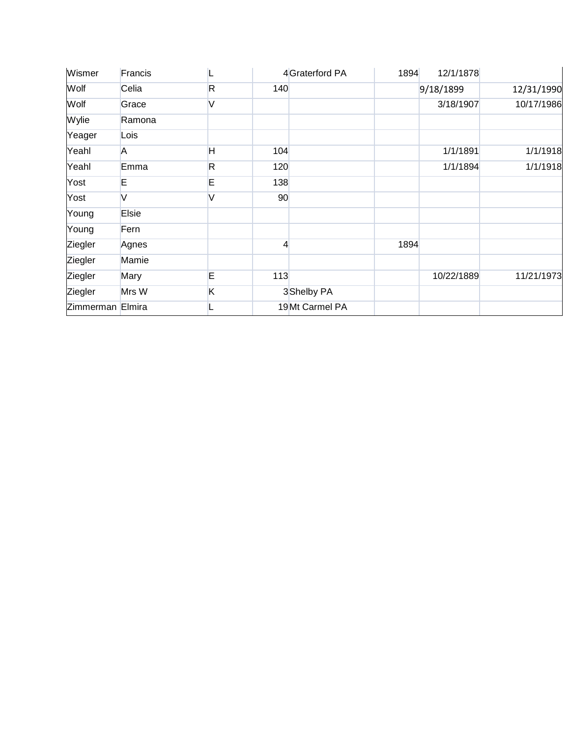| | | | | | | | |
|---|---|---|---|---|---|---|---|
| Wismer | Francis | L | 4 | Graterford PA | 1894 | 12/1/1878 | |
| Wolf | Celia | R | 140 | | | 9/18/1899 | 12/31/1990 |
| Wolf | Grace | V | | | | 3/18/1907 | 10/17/1986 |
| Wylie | Ramona | | | | | | |
| Yeager | Lois | | | | | | |
| Yeahl | A | H | 104 | | | 1/1/1891 | 1/1/1918 |
| Yeahl | Emma | R | 120 | | | 1/1/1894 | 1/1/1918 |
| Yost | E | E | 138 | | | | |
| Yost | V | V | 90 | | | | |
| Young | Elsie | | | | | | |
| Young | Fern | | | | | | |
| Ziegler | Agnes | | 4 | | 1894 | | |
| Ziegler | Mamie | | | | | | |
| Ziegler | Mary | E | 113 | | | 10/22/1889 | 11/21/1973 |
| Ziegler | Mrs W | K | 3 | Shelby PA | | | |
| Zimmerman | Elmira | L | 19 | Mt Carmel PA | | | |